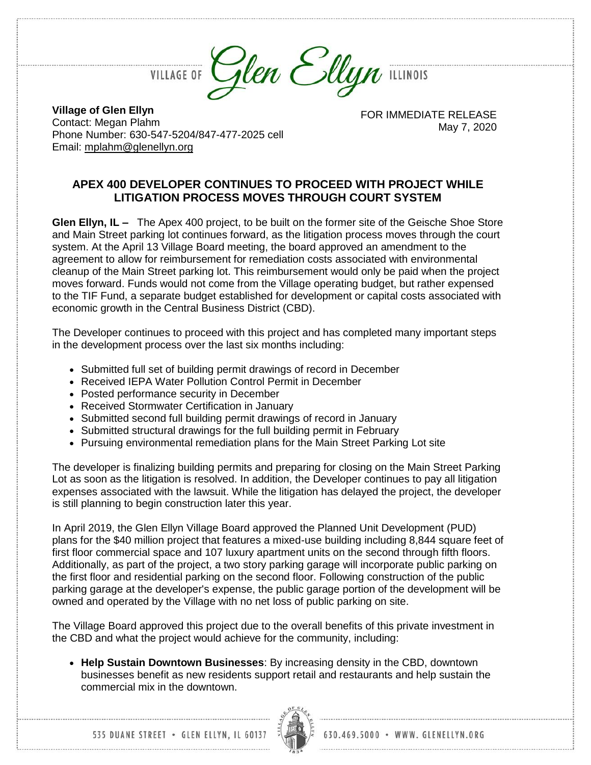VILLAGE OF *Glen Ellyn* ILLINOIS

**Village of Glen Ellyn**
Contact: Megan Plahm
Phone Number: 630-547-5204/847-477-2025 cell
Email: mplahm@glenellyn.org

FOR IMMEDIATE RELEASE
May 7, 2020

## APEX 400 DEVELOPER CONTINUES TO PROCEED WITH PROJECT WHILE LITIGATION PROCESS MOVES THROUGH COURT SYSTEM

**Glen Ellyn, IL –** The Apex 400 project, to be built on the former site of the Geische Shoe Store and Main Street parking lot continues forward, as the litigation process moves through the court system. At the April 13 Village Board meeting, the board approved an amendment to the agreement to allow for reimbursement for remediation costs associated with environmental cleanup of the Main Street parking lot. This reimbursement would only be paid when the project moves forward. Funds would not come from the Village operating budget, but rather expensed to the TIF Fund, a separate budget established for development or capital costs associated with economic growth in the Central Business District (CBD).

The Developer continues to proceed with this project and has completed many important steps in the development process over the last six months including:

- Submitted full set of building permit drawings of record in December
- Received IEPA Water Pollution Control Permit in December
- Posted performance security in December
- Received Stormwater Certification in January
- Submitted second full building permit drawings of record in January
- Submitted structural drawings for the full building permit in February
- Pursuing environmental remediation plans for the Main Street Parking Lot site

The developer is finalizing building permits and preparing for closing on the Main Street Parking Lot as soon as the litigation is resolved. In addition, the Developer continues to pay all litigation expenses associated with the lawsuit. While the litigation has delayed the project, the developer is still planning to begin construction later this year.

In April 2019, the Glen Ellyn Village Board approved the Planned Unit Development (PUD) plans for the $40 million project that features a mixed-use building including 8,844 square feet of first floor commercial space and 107 luxury apartment units on the second through fifth floors. Additionally, as part of the project, a two story parking garage will incorporate public parking on the first floor and residential parking on the second floor. Following construction of the public parking garage at the developer's expense, the public garage portion of the development will be owned and operated by the Village with no net loss of public parking on site.

The Village Board approved this project due to the overall benefits of this private investment in the CBD and what the project would achieve for the community, including:

- **Help Sustain Downtown Businesses**: By increasing density in the CBD, downtown businesses benefit as new residents support retail and restaurants and help sustain the commercial mix in the downtown.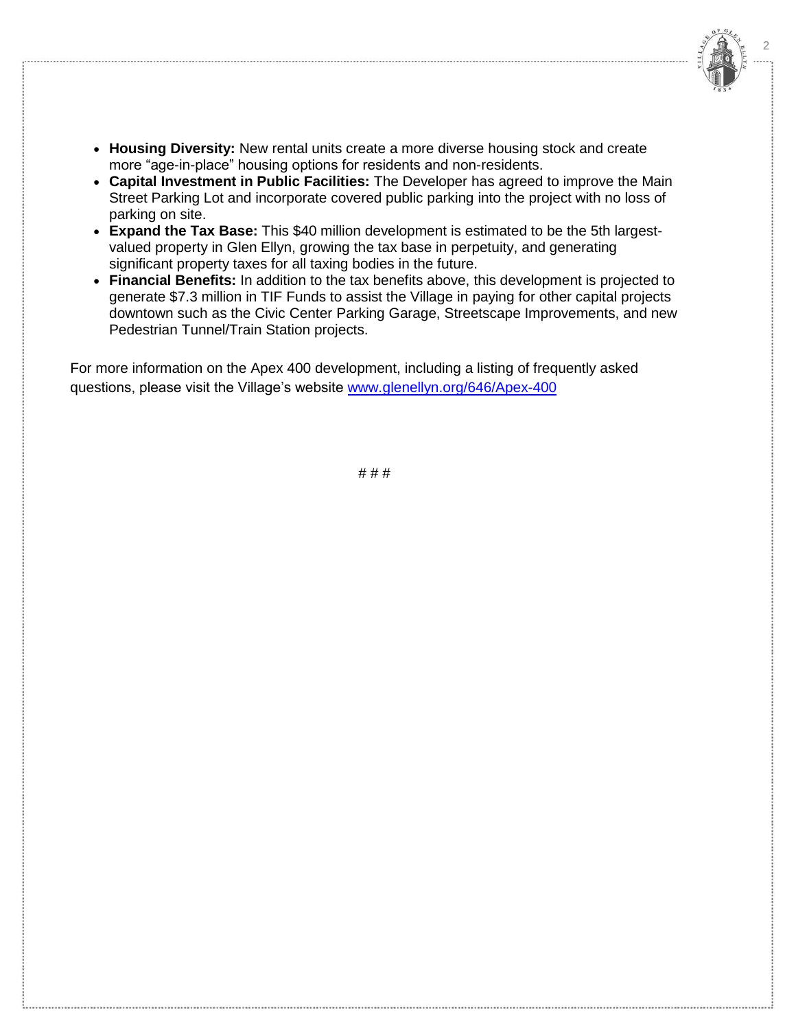- **Housing Diversity:** New rental units create a more diverse housing stock and create more "age-in-place" housing options for residents and non-residents.
- **Capital Investment in Public Facilities:** The Developer has agreed to improve the Main Street Parking Lot and incorporate covered public parking into the project with no loss of parking on site.
- **Expand the Tax Base:** This $40 million development is estimated to be the 5th largest-valued property in Glen Ellyn, growing the tax base in perpetuity, and generating significant property taxes for all taxing bodies in the future.
- **Financial Benefits:** In addition to the tax benefits above, this development is projected to generate $7.3 million in TIF Funds to assist the Village in paying for other capital projects downtown such as the Civic Center Parking Garage, Streetscape Improvements, and new Pedestrian Tunnel/Train Station projects.

For more information on the Apex 400 development, including a listing of frequently asked questions, please visit the Village's website [www.glenellyn.org/646/Apex-400](http://www.glenellyn.org/646/Apex-400)

# # #